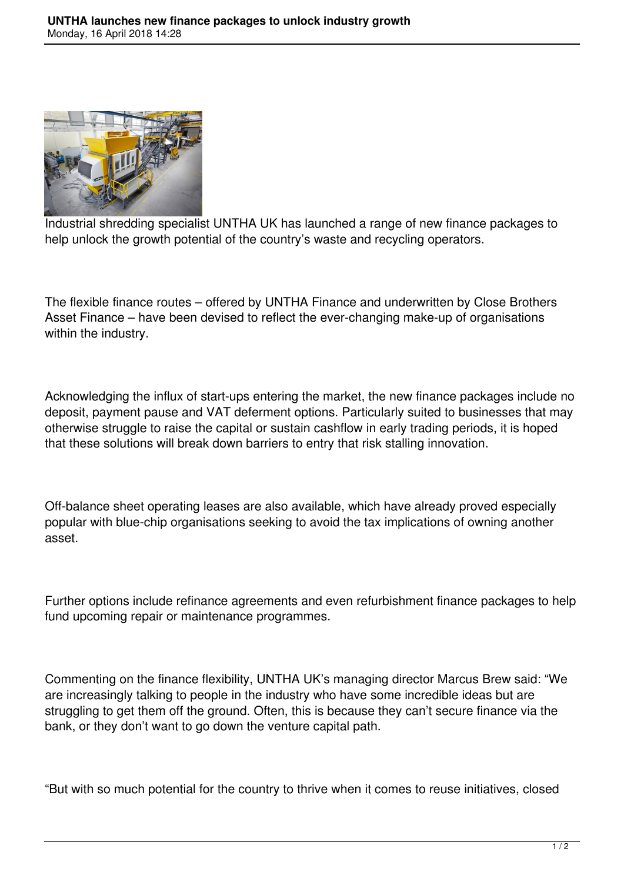# UNTHA launches new finance packages to unlock industry growth

Monday, 16 April 2018 14:28

Industrial shredding specialist UNTHA UK has launched a range of new finance packages to help unlock the growth potential of the country's waste and recycling operators.

The flexible finance routes – offered by UNTHA Finance and underwritten by Close Brothers Asset Finance – have been devised to reflect the ever-changing make-up of organisations within the industry.

Acknowledging the influx of start-ups entering the market, the new finance packages include no deposit, payment pause and VAT deferment options. Particularly suited to businesses that may otherwise struggle to raise the capital or sustain cashflow in early trading periods, it is hoped that these solutions will break down barriers to entry that risk stalling innovation.

Off-balance sheet operating leases are also available, which have already proved especially popular with blue-chip organisations seeking to avoid the tax implications of owning another asset.

Further options include refinance agreements and even refurbishment finance packages to help fund upcoming repair or maintenance programmes.

Commenting on the finance flexibility, UNTHA UK's managing director Marcus Brew said: "We are increasingly talking to people in the industry who have some incredible ideas but are struggling to get them off the ground. Often, this is because they can't secure finance via the bank, or they don't want to go down the venture capital path.

"But with so much potential for the country to thrive when it comes to reuse initiatives, closed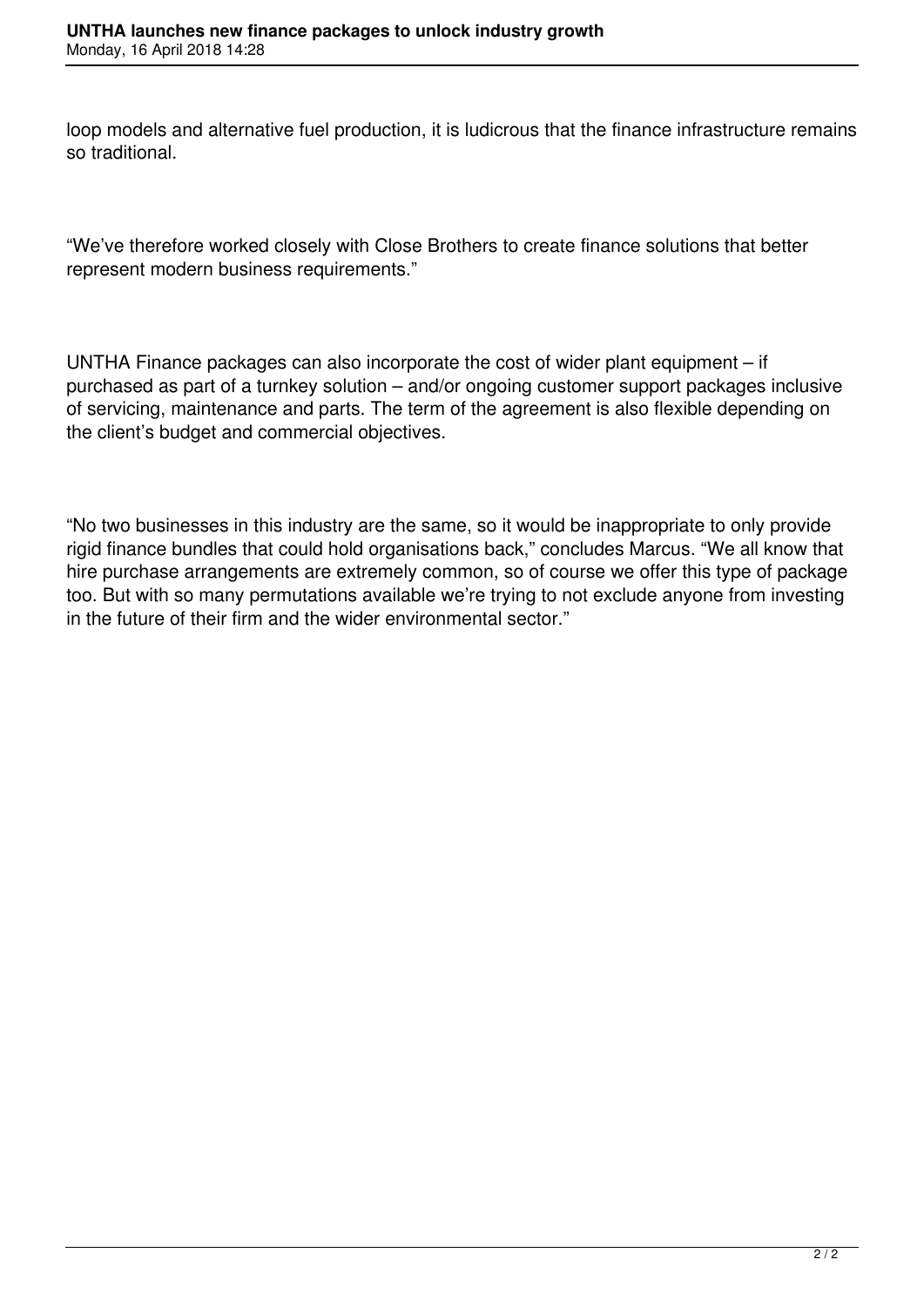loop models and alternative fuel production, it is ludicrous that the finance infrastructure remains so traditional.

"We've therefore worked closely with Close Brothers to create finance solutions that better represent modern business requirements."

UNTHA Finance packages can also incorporate the cost of wider plant equipment – if purchased as part of a turnkey solution – and/or ongoing customer support packages inclusive of servicing, maintenance and parts. The term of the agreement is also flexible depending on the client's budget and commercial objectives.

"No two businesses in this industry are the same, so it would be inappropriate to only provide rigid finance bundles that could hold organisations back," concludes Marcus. "We all know that hire purchase arrangements are extremely common, so of course we offer this type of package too. But with so many permutations available we're trying to not exclude anyone from investing in the future of their firm and the wider environmental sector."